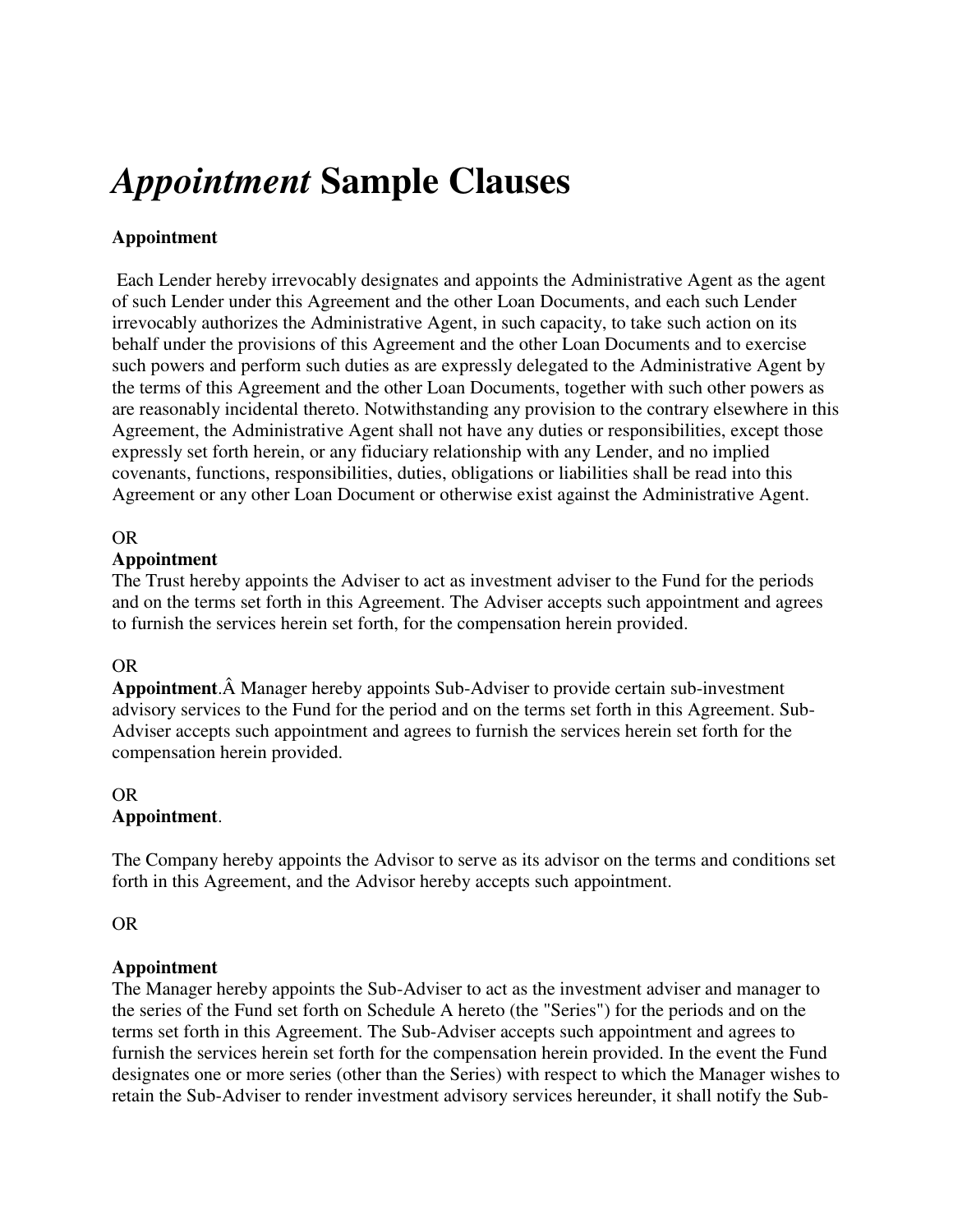# *Appointment* Sample Clauses

**Appointment**

Each Lender hereby irrevocably designates and appoints the Administrative Agent as the agent of such Lender under this Agreement and the other Loan Documents, and each such Lender irrevocably authorizes the Administrative Agent, in such capacity, to take such action on its behalf under the provisions of this Agreement and the other Loan Documents and to exercise such powers and perform such duties as are expressly delegated to the Administrative Agent by the terms of this Agreement and the other Loan Documents, together with such other powers as are reasonably incidental thereto. Notwithstanding any provision to the contrary elsewhere in this Agreement, the Administrative Agent shall not have any duties or responsibilities, except those expressly set forth herein, or any fiduciary relationship with any Lender, and no implied covenants, functions, responsibilities, duties, obligations or liabilities shall be read into this Agreement or any other Loan Document or otherwise exist against the Administrative Agent.

OR

**Appointment**

The Trust hereby appoints the Adviser to act as investment adviser to the Fund for the periods and on the terms set forth in this Agreement. The Adviser accepts such appointment and agrees to furnish the services herein set forth, for the compensation herein provided.

OR

**Appointment**.Â Manager hereby appoints Sub-Adviser to provide certain sub-investment advisory services to the Fund for the period and on the terms set forth in this Agreement. Sub-Adviser accepts such appointment and agrees to furnish the services herein set forth for the compensation herein provided.

OR

**Appointment**.

The Company hereby appoints the Advisor to serve as its advisor on the terms and conditions set forth in this Agreement, and the Advisor hereby accepts such appointment.

OR

**Appointment**

The Manager hereby appoints the Sub-Adviser to act as the investment adviser and manager to the series of the Fund set forth on Schedule A hereto (the "Series") for the periods and on the terms set forth in this Agreement. The Sub-Adviser accepts such appointment and agrees to furnish the services herein set forth for the compensation herein provided. In the event the Fund designates one or more series (other than the Series) with respect to which the Manager wishes to retain the Sub-Adviser to render investment advisory services hereunder, it shall notify the Sub-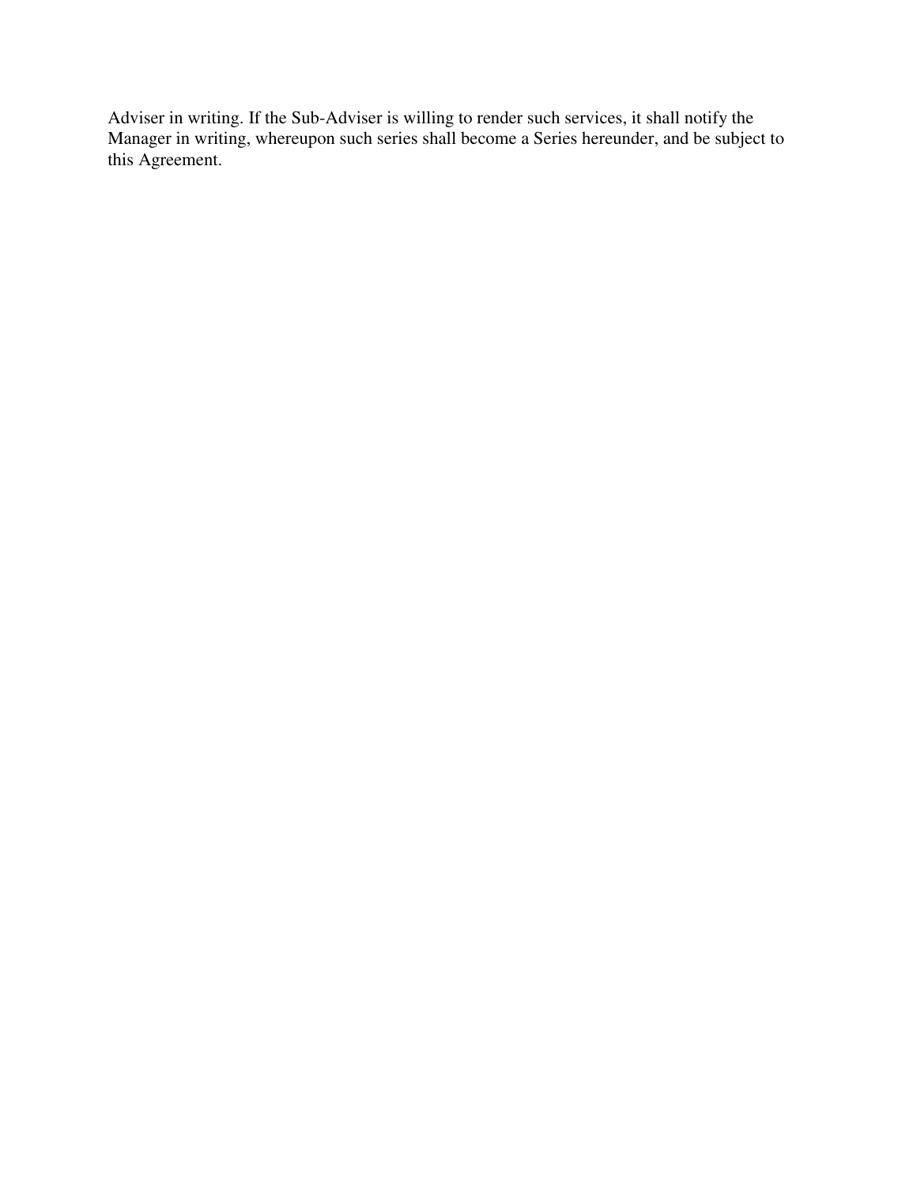Adviser in writing. If the Sub-Adviser is willing to render such services, it shall notify the Manager in writing, whereupon such series shall become a Series hereunder, and be subject to this Agreement.